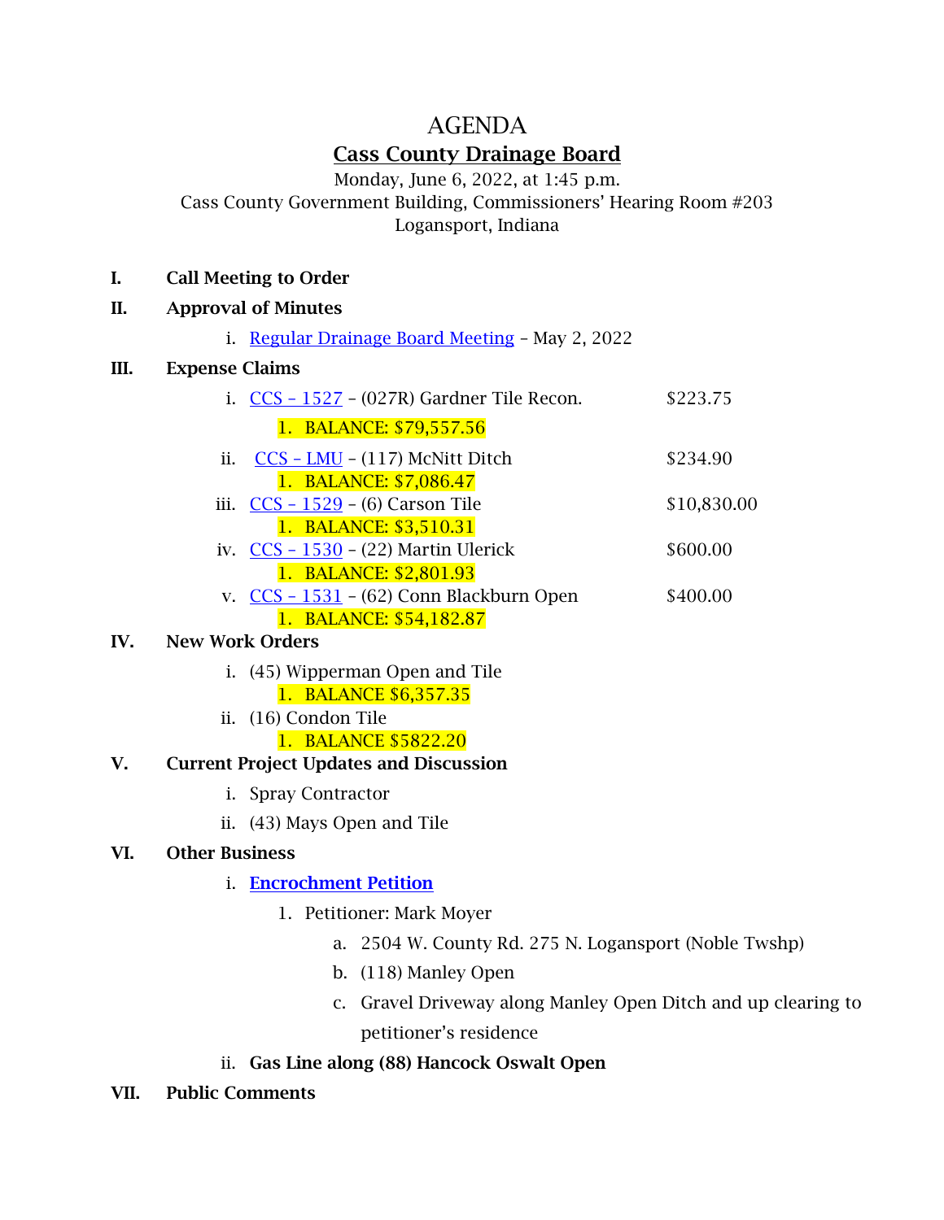# AGENDA

## Cass County Drainage Board

Monday, June 6, 2022, at 1:45 p.m.
Cass County Government Building, Commissioners' Hearing Room #203
Logansport, Indiana

**I. Call Meeting to Order**

**II. Approval of Minutes**

- i. Regular Drainage Board Meeting – May 2, 2022

**III. Expense Claims**

- i. CCS – 1527 – (027R) Gardner Tile Recon. $223.75
  1. BALANCE: $79,557.56
- ii. CCS – LMU – (117) McNitt Ditch $234.90
  1. BALANCE: $7,086.47
- iii. CCS – 1529 – (6) Carson Tile $10,830.00
  1. BALANCE: $3,510.31
- iv. CCS – 1530 – (22) Martin Ulerick $600.00
  1. BALANCE: $2,801.93
- v. CCS – 1531 – (62) Conn Blackburn Open $400.00
  1. BALANCE: $54,182.87

**IV. New Work Orders**

- i. (45) Wipperman Open and Tile
  1. BALANCE $6,357.35
- ii. (16) Condon Tile
  1. BALANCE $5822.20

**V. Current Project Updates and Discussion**

- i. Spray Contractor
- ii. (43) Mays Open and Tile

**VI. Other Business**

- i. **Encrochment Petition**
  1. Petitioner: Mark Moyer
     - a. 2504 W. County Rd. 275 N. Logansport (Noble Twshp)
     - b. (118) Manley Open
     - c. Gravel Driveway along Manley Open Ditch and up clearing to petitioner's residence
- ii. **Gas Line along (88) Hancock Oswalt Open**

**VII. Public Comments**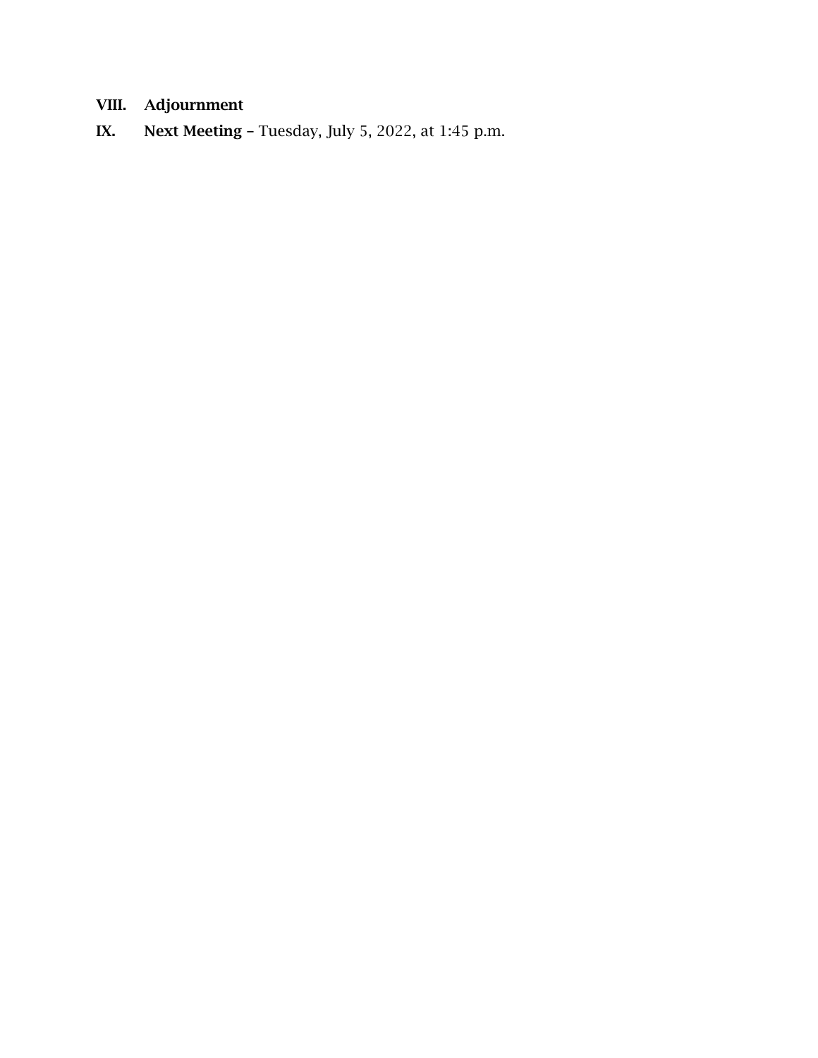**VIII. Adjournment**

**IX. Next Meeting –** Tuesday, July 5, 2022, at 1:45 p.m.